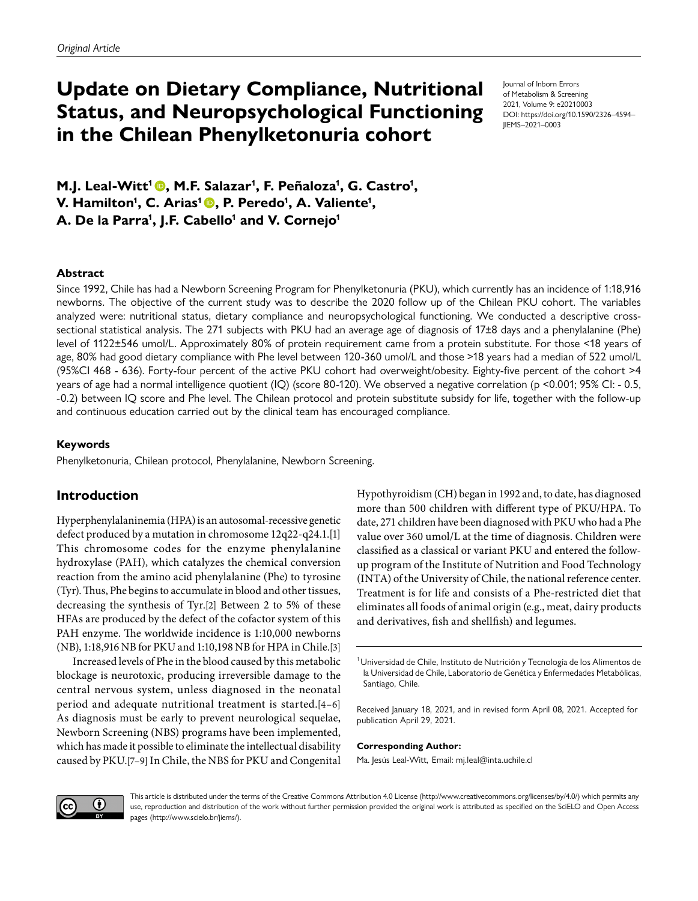*Original Article*

# Update on Dietary Compliance, Nutritional Status, and Neuropsychological Functioning in the Chilean Phenylketonuria cohort

Journal of Inborn Errors of Metabolism & Screening
2021, Volume 9: e20210003
DOI: https://doi.org/10.1590/2326-4594-JIEMS-2021-0003

**M.J. Leal-Witt[1], M.F. Salazar[1], F. Peñaloza[1], G. Castro[1], V. Hamilton[1], C. Arias[1], P. Peredo[1], A. Valiente[1], A. De la Parra[1], J.F. Cabello[1] and V. Cornejo[1]**

### Abstract

Since 1992, Chile has had a Newborn Screening Program for Phenylketonuria (PKU), which currently has an incidence of 1:18,916 newborns. The objective of the current study was to describe the 2020 follow up of the Chilean PKU cohort. The variables analyzed were: nutritional status, dietary compliance and neuropsychological functioning. We conducted a descriptive cross-sectional statistical analysis. The 271 subjects with PKU had an average age of diagnosis of 17±8 days and a phenylalanine (Phe) level of 1122±546 umol/L. Approximately 80% of protein requirement came from a protein substitute. For those <18 years of age, 80% had good dietary compliance with Phe level between 120-360 umol/L and those >18 years had a median of 522 umol/L (95%CI 468 - 636). Forty-four percent of the active PKU cohort had overweight/obesity. Eighty-five percent of the cohort >4 years of age had a normal intelligence quotient (IQ) (score 80-120). We observed a negative correlation (p <0.001; 95% CI: - 0.5, -0.2) between IQ score and Phe level. The Chilean protocol and protein substitute subsidy for life, together with the follow-up and continuous education carried out by the clinical team has encouraged compliance.

### Keywords

Phenylketonuria, Chilean protocol, Phenylalanine, Newborn Screening.

## Introduction

Hyperphenylalaninemia (HPA) is an autosomal-recessive genetic defect produced by a mutation in chromosome 12q22-q24.1.[1] This chromosome codes for the enzyme phenylalanine hydroxylase (PAH), which catalyzes the chemical conversion reaction from the amino acid phenylalanine (Phe) to tyrosine (Tyr). Thus, Phe begins to accumulate in blood and other tissues, decreasing the synthesis of Tyr.[2] Between 2 to 5% of these HFAs are produced by the defect of the cofactor system of this PAH enzyme. The worldwide incidence is 1:10,000 newborns (NB), 1:18,916 NB for PKU and 1:10,198 NB for HPA in Chile.[3]

Increased levels of Phe in the blood caused by this metabolic blockage is neurotoxic, producing irreversible damage to the central nervous system, unless diagnosed in the neonatal period and adequate nutritional treatment is started.[4–6] As diagnosis must be early to prevent neurological sequelae, Newborn Screening (NBS) programs have been implemented, which has made it possible to eliminate the intellectual disability caused by PKU.[7–9] In Chile, the NBS for PKU and Congenital Hypothyroidism (CH) began in 1992 and, to date, has diagnosed more than 500 children with different type of PKU/HPA. To date, 271 children have been diagnosed with PKU who had a Phe value over 360 umol/L at the time of diagnosis. Children were classified as a classical or variant PKU and entered the follow-up program of the Institute of Nutrition and Food Technology (INTA) of the University of Chile, the national reference center. Treatment is for life and consists of a Phe-restricted diet that eliminates all foods of animal origin (e.g., meat, dairy products and derivatives, fish and shellfish) and legumes.

[1] Universidad de Chile, Instituto de Nutrición y Tecnología de los Alimentos de la Universidad de Chile, Laboratorio de Genética y Enfermedades Metabólicas, Santiago, Chile.

Received January 18, 2021, and in revised form April 08, 2021. Accepted for publication April 29, 2021.

**Corresponding Author:**
Ma. Jesús Leal-Witt, Email: mj.leal@inta.uchile.cl

This article is distributed under the terms of the Creative Commons Attribution 4.0 License (http://www.creativecommons.org/licenses/by/4.0/) which permits any use, reproduction and distribution of the work without further permission provided the original work is attributed as specified on the SciELO and Open Access pages (http://www.scielo.br/jiems/).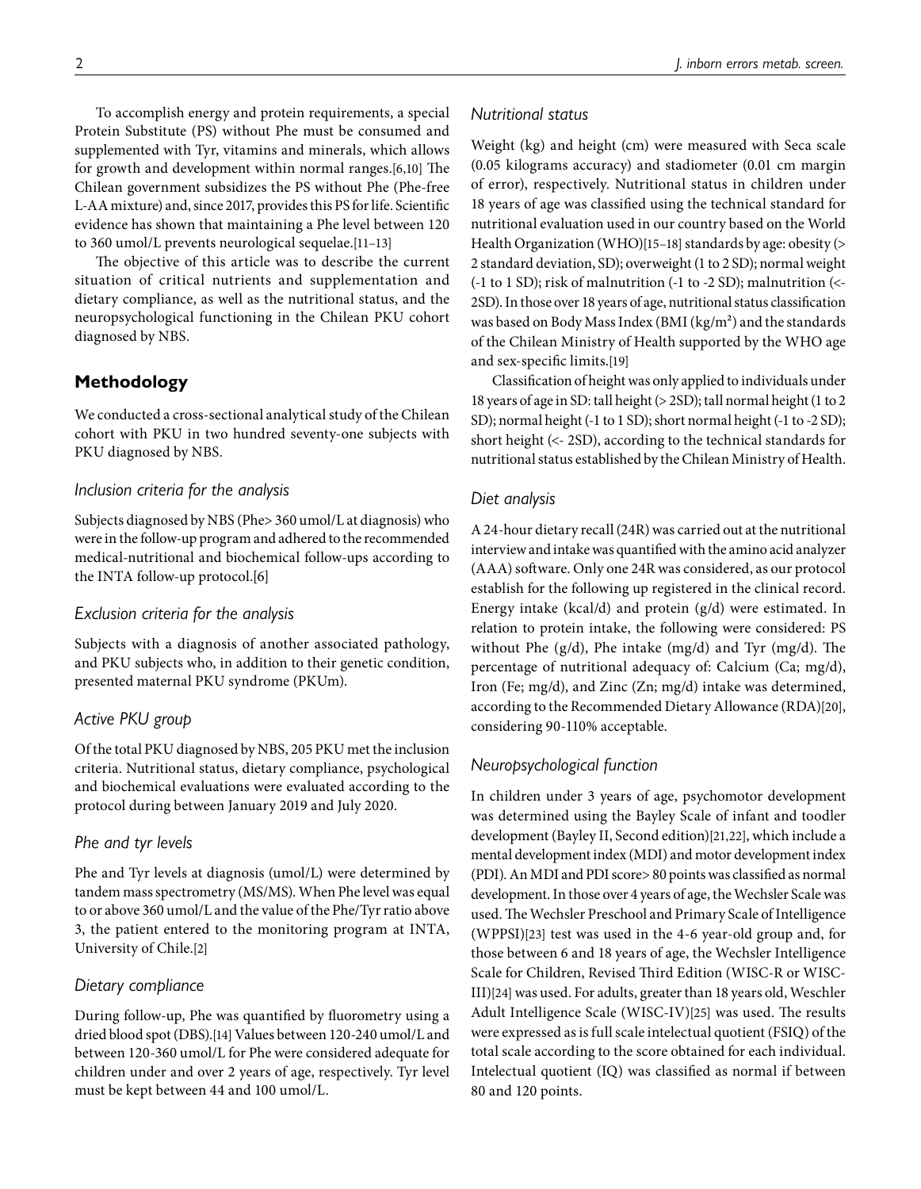To accomplish energy and protein requirements, a special Protein Substitute (PS) without Phe must be consumed and supplemented with Tyr, vitamins and minerals, which allows for growth and development within normal ranges.[6,10] The Chilean government subsidizes the PS without Phe (Phe-free L-AA mixture) and, since 2017, provides this PS for life. Scientific evidence has shown that maintaining a Phe level between 120 to 360 umol/L prevents neurological sequelae.[11–13]

The objective of this article was to describe the current situation of critical nutrients and supplementation and dietary compliance, as well as the nutritional status, and the neuropsychological functioning in the Chilean PKU cohort diagnosed by NBS.

## Methodology

We conducted a cross-sectional analytical study of the Chilean cohort with PKU in two hundred seventy-one subjects with PKU diagnosed by NBS.

### *Inclusion criteria for the analysis*

Subjects diagnosed by NBS (Phe> 360 umol/L at diagnosis) who were in the follow-up program and adhered to the recommended medical-nutritional and biochemical follow-ups according to the INTA follow-up protocol.[6]

### *Exclusion criteria for the analysis*

Subjects with a diagnosis of another associated pathology, and PKU subjects who, in addition to their genetic condition, presented maternal PKU syndrome (PKUm).

### *Active PKU group*

Of the total PKU diagnosed by NBS, 205 PKU met the inclusion criteria. Nutritional status, dietary compliance, psychological and biochemical evaluations were evaluated according to the protocol during between January 2019 and July 2020.

### *Phe and tyr levels*

Phe and Tyr levels at diagnosis (umol/L) were determined by tandem mass spectrometry (MS/MS). When Phe level was equal to or above 360 umol/L and the value of the Phe/Tyr ratio above 3, the patient entered to the monitoring program at INTA, University of Chile.[2]

### *Dietary compliance*

During follow-up, Phe was quantified by fluorometry using a dried blood spot (DBS).[14] Values between 120-240 umol/L and between 120-360 umol/L for Phe were considered adequate for children under and over 2 years of age, respectively. Tyr level must be kept between 44 and 100 umol/L.

### *Nutritional status*

Weight (kg) and height (cm) were measured with Seca scale (0.05 kilograms accuracy) and stadiometer (0.01 cm margin of error), respectively. Nutritional status in children under 18 years of age was classified using the technical standard for nutritional evaluation used in our country based on the World Health Organization (WHO)[15–18] standards by age: obesity (> 2 standard deviation, SD); overweight (1 to 2 SD); normal weight (-1 to 1 SD); risk of malnutrition (-1 to -2 SD); malnutrition (<-2SD). In those over 18 years of age, nutritional status classification was based on Body Mass Index (BMI (kg/m²) and the standards of the Chilean Ministry of Health supported by the WHO age and sex-specific limits.[19]

Classification of height was only applied to individuals under 18 years of age in SD: tall height (> 2SD); tall normal height (1 to 2 SD); normal height (-1 to 1 SD); short normal height (-1 to -2 SD); short height (<- 2SD), according to the technical standards for nutritional status established by the Chilean Ministry of Health.

### *Diet analysis*

A 24-hour dietary recall (24R) was carried out at the nutritional interview and intake was quantified with the amino acid analyzer (AAA) software. Only one 24R was considered, as our protocol establish for the following up registered in the clinical record. Energy intake (kcal/d) and protein (g/d) were estimated. In relation to protein intake, the following were considered: PS without Phe (g/d), Phe intake (mg/d) and Tyr (mg/d). The percentage of nutritional adequacy of: Calcium (Ca; mg/d), Iron (Fe; mg/d), and Zinc (Zn; mg/d) intake was determined, according to the Recommended Dietary Allowance (RDA)[20], considering 90-110% acceptable.

### *Neuropsychological function*

In children under 3 years of age, psychomotor development was determined using the Bayley Scale of infant and toodler development (Bayley II, Second edition)[21,22], which include a mental development index (MDI) and motor development index (PDI). An MDI and PDI score> 80 points was classified as normal development. In those over 4 years of age, the Wechsler Scale was used. The Wechsler Preschool and Primary Scale of Intelligence (WPPSI)[23] test was used in the 4-6 year-old group and, for those between 6 and 18 years of age, the Wechsler Intelligence Scale for Children, Revised Third Edition (WISC-R or WISC-III)[24] was used. For adults, greater than 18 years old, Weschler Adult Intelligence Scale (WISC-IV)[25] was used. The results were expressed as is full scale intelectual quotient (FSIQ) of the total scale according to the score obtained for each individual. Intelectual quotient (IQ) was classified as normal if between 80 and 120 points.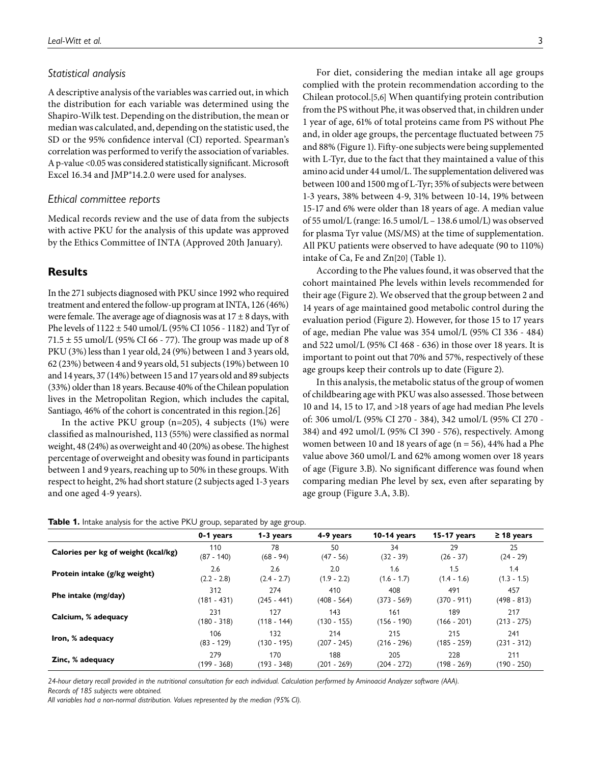### Statistical analysis

A descriptive analysis of the variables was carried out, in which the distribution for each variable was determined using the Shapiro-Wilk test. Depending on the distribution, the mean or median was calculated, and, depending on the statistic used, the SD or the 95% confidence interval (CI) reported. Spearman's correlation was performed to verify the association of variables. A p-value <0.05 was considered statistically significant. Microsoft Excel 16.34 and JMP®14.2.0 were used for analyses.

### Ethical committee reports

Medical records review and the use of data from the subjects with active PKU for the analysis of this update was approved by the Ethics Committee of INTA (Approved 20th January).

## Results

In the 271 subjects diagnosed with PKU since 1992 who required treatment and entered the follow-up program at INTA, 126 (46%) were female. The average age of diagnosis was at 17 ± 8 days, with Phe levels of 1122 ± 540 umol/L (95% CI 1056 - 1182) and Tyr of 71.5 ± 55 umol/L (95% CI 66 - 77). The group was made up of 8 PKU (3%) less than 1 year old, 24 (9%) between 1 and 3 years old, 62 (23%) between 4 and 9 years old, 51 subjects (19%) between 10 and 14 years, 37 (14%) between 15 and 17 years old and 89 subjects (33%) older than 18 years. Because 40% of the Chilean population lives in the Metropolitan Region, which includes the capital, Santiago, 46% of the cohort is concentrated in this region.[26]

In the active PKU group (n=205), 4 subjects (1%) were classified as malnourished, 113 (55%) were classified as normal weight, 48 (24%) as overweight and 40 (20%) as obese. The highest percentage of overweight and obesity was found in participants between 1 and 9 years, reaching up to 50% in these groups. With respect to height, 2% had short stature (2 subjects aged 1-3 years and one aged 4-9 years).

For diet, considering the median intake all age groups complied with the protein recommendation according to the Chilean protocol.[5,6] When quantifying protein contribution from the PS without Phe, it was observed that, in children under 1 year of age, 61% of total proteins came from PS without Phe and, in older age groups, the percentage fluctuated between 75 and 88% (Figure 1). Fifty-one subjects were being supplemented with L-Tyr, due to the fact that they maintained a value of this amino acid under 44 umol/L. The supplementation delivered was between 100 and 1500 mg of L-Tyr; 35% of subjects were between 1-3 years, 38% between 4-9, 31% between 10-14, 19% between 15-17 and 6% were older than 18 years of age. A median value of 55 umol/L (range: 16.5 umol/L – 138.6 umol/L) was observed for plasma Tyr value (MS/MS) at the time of supplementation. All PKU patients were observed to have adequate (90 to 110%) intake of Ca, Fe and Zn[20] (Table 1).

According to the Phe values found, it was observed that the cohort maintained Phe levels within levels recommended for their age (Figure 2). We observed that the group between 2 and 14 years of age maintained good metabolic control during the evaluation period (Figure 2). However, for those 15 to 17 years of age, median Phe value was 354 umol/L (95% CI 336 - 484) and 522 umol/L (95% CI 468 - 636) in those over 18 years. It is important to point out that 70% and 57%, respectively of these age groups keep their controls up to date (Figure 2).

In this analysis, the metabolic status of the group of women of childbearing age with PKU was also assessed. Those between 10 and 14, 15 to 17, and >18 years of age had median Phe levels of: 306 umol/L (95% CI 270 - 384), 342 umol/L (95% CI 270 - 384) and 492 umol/L (95% CI 390 - 576), respectively. Among women between 10 and 18 years of age (n = 56), 44% had a Phe value above 360 umol/L and 62% among women over 18 years of age (Figure 3.B). No significant difference was found when comparing median Phe level by sex, even after separating by age group (Figure 3.A, 3.B).

**Table 1.** Intake analysis for the active PKU group, separated by age group.

| | 0-1 years | 1-3 years | 4-9 years | 10-14 years | 15-17 years | ≥ 18 years |
|---|---|---|---|---|---|---|
| **Calories per kg of weight (kcal/kg)** | 110 (87 - 140) | 78 (68 - 94) | 50 (47 - 56) | 34 (32 - 39) | 29 (26 - 37) | 25 (24 - 29) |
| **Protein intake (g/kg weight)** | 2.6 (2.2 - 2.8) | 2.6 (2.4 - 2.7) | 2.0 (1.9 - 2.2) | 1.6 (1.6 - 1.7) | 1.5 (1.4 - 1.6) | 1.4 (1.3 - 1.5) |
| **Phe intake (mg/day)** | 312 (181 - 431) | 274 (245 - 441) | 410 (408 - 564) | 408 (373 - 569) | 491 (370 - 911) | 457 (498 - 813) |
| **Calcium, % adequacy** | 231 (180 - 318) | 127 (118 - 144) | 143 (130 - 155) | 161 (156 - 190) | 189 (166 - 201) | 217 (213 - 275) |
| **Iron, % adequacy** | 106 (83 - 129) | 132 (130 - 195) | 214 (207 - 245) | 215 (216 - 296) | 215 (185 - 259) | 241 (231 - 312) |
| **Zinc, % adequacy** | 279 (199 - 368) | 170 (193 - 348) | 188 (201 - 269) | 205 (204 - 272) | 228 (198 - 269) | 211 (190 - 250) |

*24-hour dietary recall provided in the nutritional consultation for each individual. Calculation performed by Aminoacid Analyzer software (AAA).*
*Records of 185 subjects were obtained.*
*All variables had a non-normal distribution. Values represented by the median (95% CI).*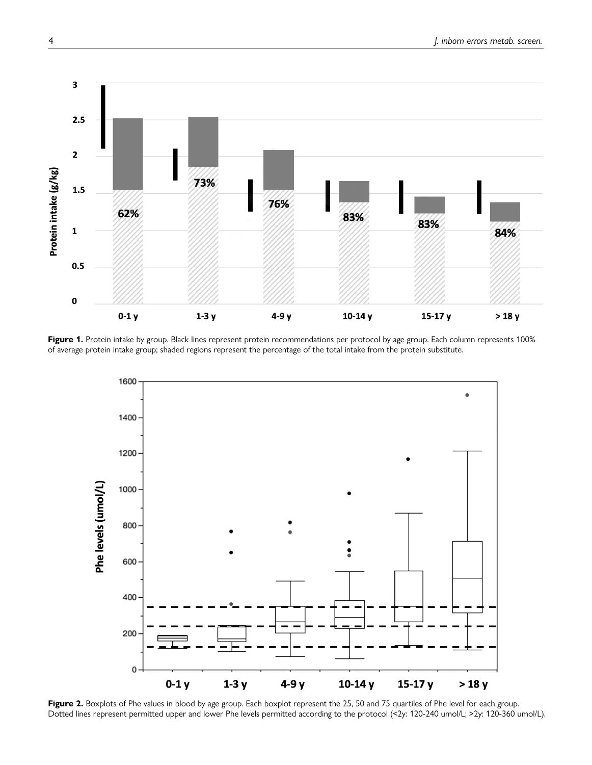**Figure 1.** Protein intake by group. Black lines represent protein recommendations per protocol by age group. Each column represents 100% of average protein intake group; shaded regions represent the percentage of the total intake from the protein substitute.

**Figure 2.** Boxplots of Phe values in blood by age group. Each boxplot represent the 25, 50 and 75 quartiles of Phe level for each group. Dotted lines represent permitted upper and lower Phe levels permitted according to the protocol (<2y: 120-240 umol/L; >2y: 120-360 umol/L).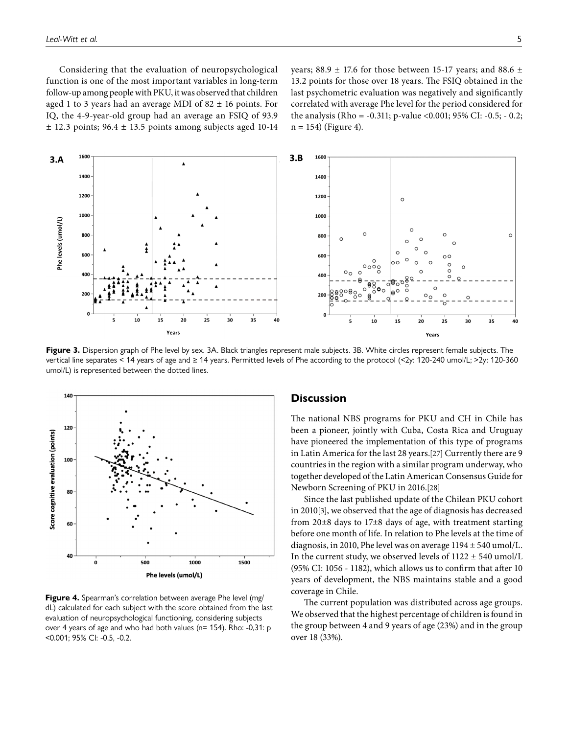Considering that the evaluation of neuropsychological function is one of the most important variables in long-term follow-up among people with PKU, it was observed that children aged 1 to 3 years had an average MDI of 82 ± 16 points. For IQ, the 4-9-year-old group had an average an FSIQ of 93.9 ± 12.3 points; 96.4 ± 13.5 points among subjects aged 10-14 years; 88.9 ± 17.6 for those between 15-17 years; and 88.6 ± 13.2 points for those over 18 years. The FSIQ obtained in the last psychometric evaluation was negatively and significantly correlated with average Phe level for the period considered for the analysis (Rho = -0.311; p-value <0.001; 95% CI: -0.5; - 0.2; n = 154) (Figure 4).

**Figure 3.** Dispersion graph of Phe level by sex. 3A. Black triangles represent male subjects. 3B. White circles represent female subjects. The vertical line separates < 14 years of age and ≥ 14 years. Permitted levels of Phe according to the protocol (<2y: 120-240 umol/L; >2y: 120-360 umol/L) is represented between the dotted lines.

**Figure 4.** Spearman's correlation between average Phe level (mg/dL) calculated for each subject with the score obtained from the last evaluation of neuropsychological functioning, considering subjects over 4 years of age and who had both values (n= 154). Rho: -0,31: p <0.001; 95% CI: -0.5, -0.2.

## Discussion

The national NBS programs for PKU and CH in Chile has been a pioneer, jointly with Cuba, Costa Rica and Uruguay have pioneered the implementation of this type of programs in Latin America for the last 28 years.[27] Currently there are 9 countries in the region with a similar program underway, who together developed of the Latin American Consensus Guide for Newborn Screening of PKU in 2016.[28]

Since the last published update of the Chilean PKU cohort in 2010[3], we observed that the age of diagnosis has decreased from 20±8 days to 17±8 days of age, with treatment starting before one month of life. In relation to Phe levels at the time of diagnosis, in 2010, Phe level was on average 1194 ± 540 umol/L. In the current study, we observed levels of 1122 ± 540 umol/L (95% CI: 1056 - 1182), which allows us to confirm that after 10 years of development, the NBS maintains stable and a good coverage in Chile.

The current population was distributed across age groups. We observed that the highest percentage of children is found in the group between 4 and 9 years of age (23%) and in the group over 18 (33%).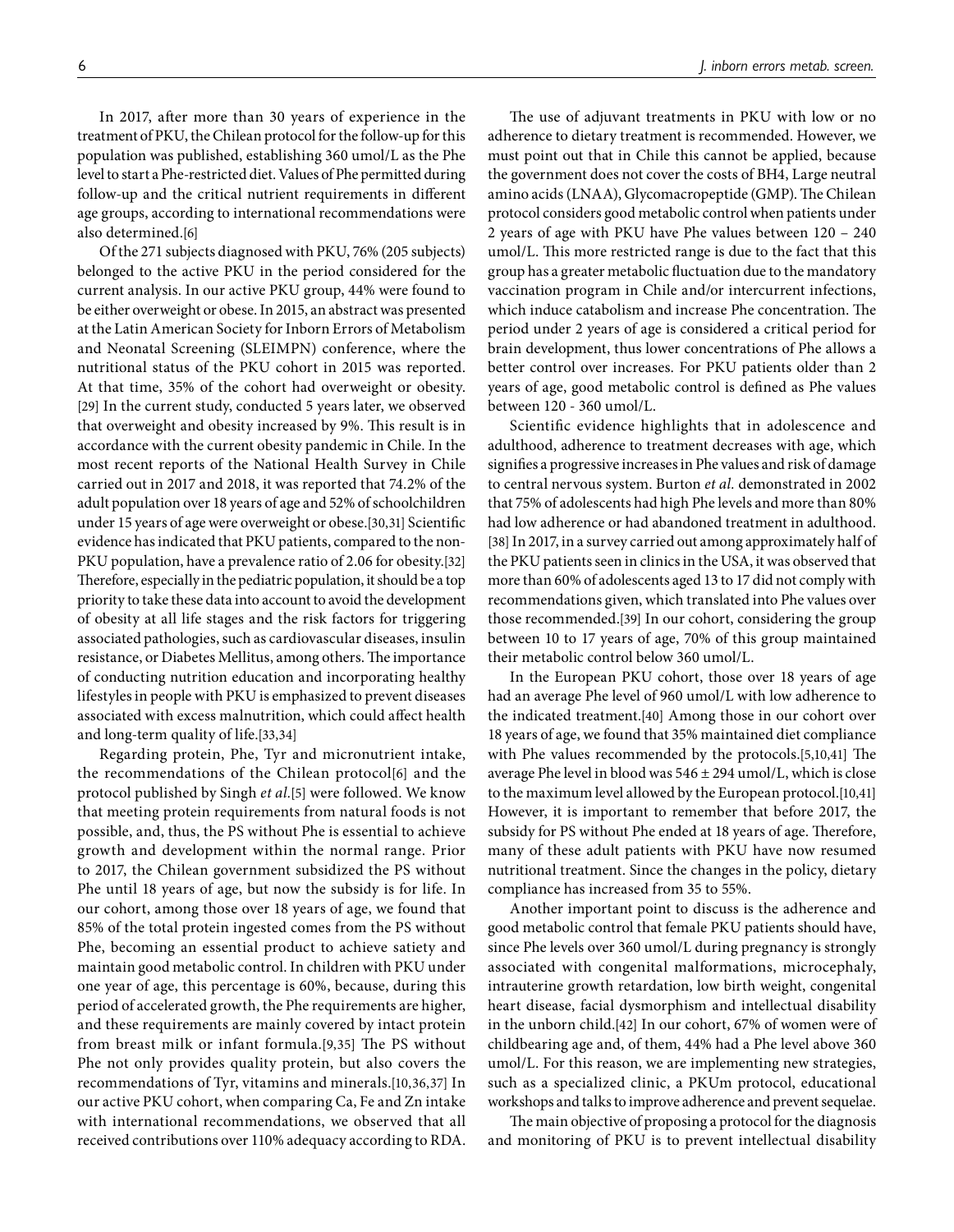In 2017, after more than 30 years of experience in the treatment of PKU, the Chilean protocol for the follow-up for this population was published, establishing 360 umol/L as the Phe level to start a Phe-restricted diet. Values of Phe permitted during follow-up and the critical nutrient requirements in different age groups, according to international recommendations were also determined.[6]

Of the 271 subjects diagnosed with PKU, 76% (205 subjects) belonged to the active PKU in the period considered for the current analysis. In our active PKU group, 44% were found to be either overweight or obese. In 2015, an abstract was presented at the Latin American Society for Inborn Errors of Metabolism and Neonatal Screening (SLEIMPN) conference, where the nutritional status of the PKU cohort in 2015 was reported. At that time, 35% of the cohort had overweight or obesity.[29] In the current study, conducted 5 years later, we observed that overweight and obesity increased by 9%. This result is in accordance with the current obesity pandemic in Chile. In the most recent reports of the National Health Survey in Chile carried out in 2017 and 2018, it was reported that 74.2% of the adult population over 18 years of age and 52% of schoolchildren under 15 years of age were overweight or obese.[30,31] Scientific evidence has indicated that PKU patients, compared to the non-PKU population, have a prevalence ratio of 2.06 for obesity.[32] Therefore, especially in the pediatric population, it should be a top priority to take these data into account to avoid the development of obesity at all life stages and the risk factors for triggering associated pathologies, such as cardiovascular diseases, insulin resistance, or Diabetes Mellitus, among others. The importance of conducting nutrition education and incorporating healthy lifestyles in people with PKU is emphasized to prevent diseases associated with excess malnutrition, which could affect health and long-term quality of life.[33,34]

Regarding protein, Phe, Tyr and micronutrient intake, the recommendations of the Chilean protocol[6] and the protocol published by Singh *et al.*[5] were followed. We know that meeting protein requirements from natural foods is not possible, and, thus, the PS without Phe is essential to achieve growth and development within the normal range. Prior to 2017, the Chilean government subsidized the PS without Phe until 18 years of age, but now the subsidy is for life. In our cohort, among those over 18 years of age, we found that 85% of the total protein ingested comes from the PS without Phe, becoming an essential product to achieve satiety and maintain good metabolic control. In children with PKU under one year of age, this percentage is 60%, because, during this period of accelerated growth, the Phe requirements are higher, and these requirements are mainly covered by intact protein from breast milk or infant formula.[9,35] The PS without Phe not only provides quality protein, but also covers the recommendations of Tyr, vitamins and minerals.[10,36,37] In our active PKU cohort, when comparing Ca, Fe and Zn intake with international recommendations, we observed that all received contributions over 110% adequacy according to RDA.

The use of adjuvant treatments in PKU with low or no adherence to dietary treatment is recommended. However, we must point out that in Chile this cannot be applied, because the government does not cover the costs of BH4, Large neutral amino acids (LNAA), Glycomacropeptide (GMP). The Chilean protocol considers good metabolic control when patients under 2 years of age with PKU have Phe values between 120 – 240 umol/L. This more restricted range is due to the fact that this group has a greater metabolic fluctuation due to the mandatory vaccination program in Chile and/or intercurrent infections, which induce catabolism and increase Phe concentration. The period under 2 years of age is considered a critical period for brain development, thus lower concentrations of Phe allows a better control over increases. For PKU patients older than 2 years of age, good metabolic control is defined as Phe values between 120 - 360 umol/L.

Scientific evidence highlights that in adolescence and adulthood, adherence to treatment decreases with age, which signifies a progressive increases in Phe values and risk of damage to central nervous system. Burton *et al.* demonstrated in 2002 that 75% of adolescents had high Phe levels and more than 80% had low adherence or had abandoned treatment in adulthood.[38] In 2017, in a survey carried out among approximately half of the PKU patients seen in clinics in the USA, it was observed that more than 60% of adolescents aged 13 to 17 did not comply with recommendations given, which translated into Phe values over those recommended.[39] In our cohort, considering the group between 10 to 17 years of age, 70% of this group maintained their metabolic control below 360 umol/L.

In the European PKU cohort, those over 18 years of age had an average Phe level of 960 umol/L with low adherence to the indicated treatment.[40] Among those in our cohort over 18 years of age, we found that 35% maintained diet compliance with Phe values recommended by the protocols.[5,10,41] The average Phe level in blood was 546 ± 294 umol/L, which is close to the maximum level allowed by the European protocol.[10,41] However, it is important to remember that before 2017, the subsidy for PS without Phe ended at 18 years of age. Therefore, many of these adult patients with PKU have now resumed nutritional treatment. Since the changes in the policy, dietary compliance has increased from 35 to 55%.

Another important point to discuss is the adherence and good metabolic control that female PKU patients should have, since Phe levels over 360 umol/L during pregnancy is strongly associated with congenital malformations, microcephaly, intrauterine growth retardation, low birth weight, congenital heart disease, facial dysmorphism and intellectual disability in the unborn child.[42] In our cohort, 67% of women were of childbearing age and, of them, 44% had a Phe level above 360 umol/L. For this reason, we are implementing new strategies, such as a specialized clinic, a PKUm protocol, educational workshops and talks to improve adherence and prevent sequelae.

The main objective of proposing a protocol for the diagnosis and monitoring of PKU is to prevent intellectual disability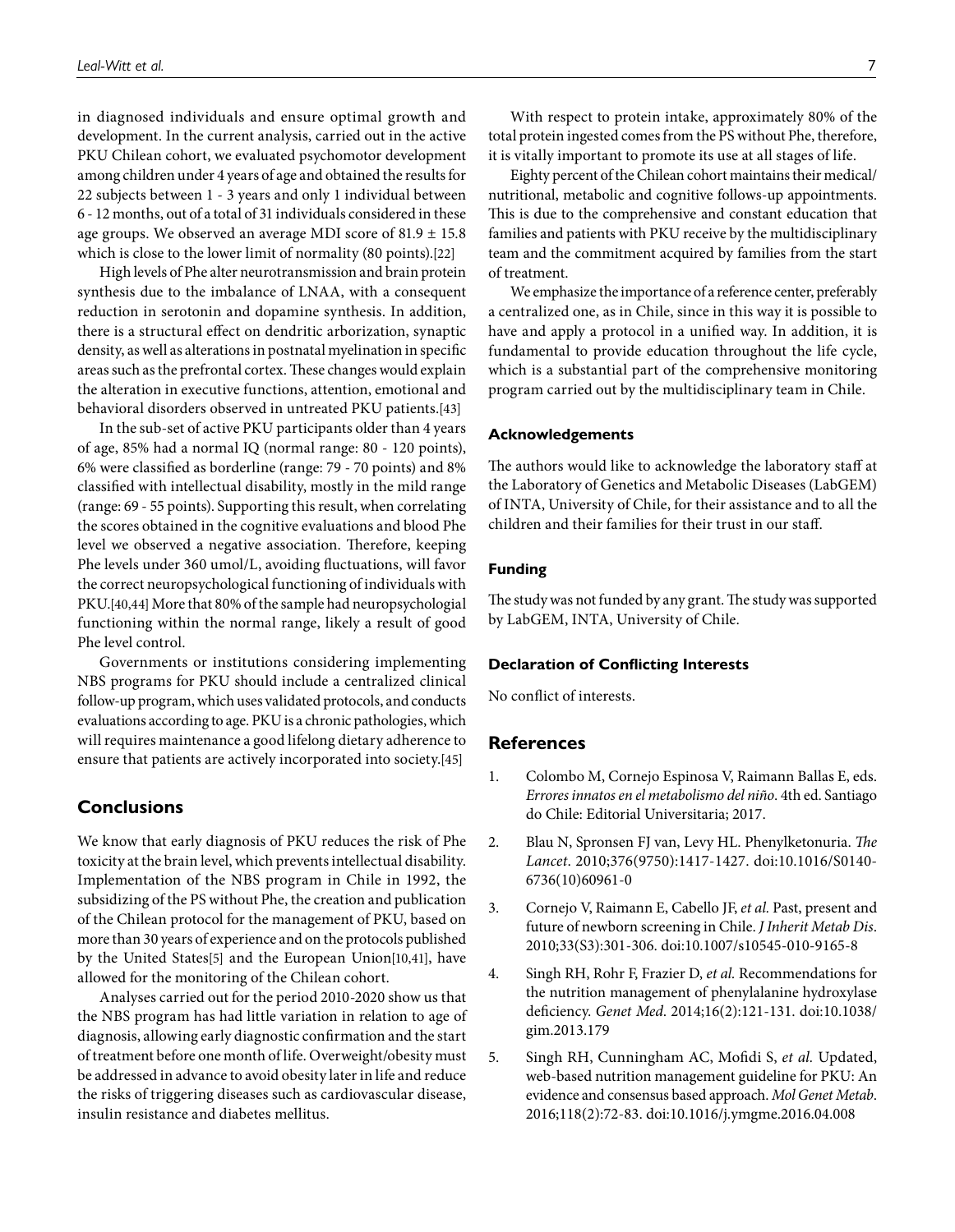in diagnosed individuals and ensure optimal growth and development. In the current analysis, carried out in the active PKU Chilean cohort, we evaluated psychomotor development among children under 4 years of age and obtained the results for 22 subjects between 1 - 3 years and only 1 individual between 6 - 12 months, out of a total of 31 individuals considered in these age groups. We observed an average MDI score of $81.9 \pm 15.8$ which is close to the lower limit of normality (80 points).[22]

High levels of Phe alter neurotransmission and brain protein synthesis due to the imbalance of LNAA, with a consequent reduction in serotonin and dopamine synthesis. In addition, there is a structural effect on dendritic arborization, synaptic density, as well as alterations in postnatal myelination in specific areas such as the prefrontal cortex. These changes would explain the alteration in executive functions, attention, emotional and behavioral disorders observed in untreated PKU patients.[43]

In the sub-set of active PKU participants older than 4 years of age, 85% had a normal IQ (normal range: 80 - 120 points), 6% were classified as borderline (range: 79 - 70 points) and 8% classified with intellectual disability, mostly in the mild range (range: 69 - 55 points). Supporting this result, when correlating the scores obtained in the cognitive evaluations and blood Phe level we observed a negative association. Therefore, keeping Phe levels under 360 umol/L, avoiding fluctuations, will favor the correct neuropsychological functioning of individuals with PKU.[40,44] More that 80% of the sample had neuropsychologial functioning within the normal range, likely a result of good Phe level control.

Governments or institutions considering implementing NBS programs for PKU should include a centralized clinical follow-up program, which uses validated protocols, and conducts evaluations according to age. PKU is a chronic pathologies, which will requires maintenance a good lifelong dietary adherence to ensure that patients are actively incorporated into society.[45]

## Conclusions

We know that early diagnosis of PKU reduces the risk of Phe toxicity at the brain level, which prevents intellectual disability. Implementation of the NBS program in Chile in 1992, the subsidizing of the PS without Phe, the creation and publication of the Chilean protocol for the management of PKU, based on more than 30 years of experience and on the protocols published by the United States[5] and the European Union[10,41], have allowed for the monitoring of the Chilean cohort.

Analyses carried out for the period 2010-2020 show us that the NBS program has had little variation in relation to age of diagnosis, allowing early diagnostic confirmation and the start of treatment before one month of life. Overweight/obesity must be addressed in advance to avoid obesity later in life and reduce the risks of triggering diseases such as cardiovascular disease, insulin resistance and diabetes mellitus.

With respect to protein intake, approximately 80% of the total protein ingested comes from the PS without Phe, therefore, it is vitally important to promote its use at all stages of life.

Eighty percent of the Chilean cohort maintains their medical/nutritional, metabolic and cognitive follows-up appointments. This is due to the comprehensive and constant education that families and patients with PKU receive by the multidisciplinary team and the commitment acquired by families from the start of treatment.

We emphasize the importance of a reference center, preferably a centralized one, as in Chile, since in this way it is possible to have and apply a protocol in a unified way. In addition, it is fundamental to provide education throughout the life cycle, which is a substantial part of the comprehensive monitoring program carried out by the multidisciplinary team in Chile.

### Acknowledgements

The authors would like to acknowledge the laboratory staff at the Laboratory of Genetics and Metabolic Diseases (LabGEM) of INTA, University of Chile, for their assistance and to all the children and their families for their trust in our staff.

### Funding

The study was not funded by any grant. The study was supported by LabGEM, INTA, University of Chile.

### Declaration of Conflicting Interests

No conflict of interests.

## References

1. Colombo M, Cornejo Espinosa V, Raimann Ballas E, eds. *Errores innatos en el metabolismo del niño*. 4th ed. Santiago do Chile: Editorial Universitaria; 2017.
2. Blau N, Spronsen FJ van, Levy HL. Phenylketonuria. *The Lancet*. 2010;376(9750):1417-1427. doi:10.1016/S0140-6736(10)60961-0
3. Cornejo V, Raimann E, Cabello JF, *et al.* Past, present and future of newborn screening in Chile. *J Inherit Metab Dis*. 2010;33(S3):301-306. doi:10.1007/s10545-010-9165-8
4. Singh RH, Rohr F, Frazier D, *et al.* Recommendations for the nutrition management of phenylalanine hydroxylase deficiency. *Genet Med*. 2014;16(2):121-131. doi:10.1038/gim.2013.179
5. Singh RH, Cunningham AC, Mofidi S, *et al.* Updated, web-based nutrition management guideline for PKU: An evidence and consensus based approach. *Mol Genet Metab*. 2016;118(2):72-83. doi:10.1016/j.ymgme.2016.04.008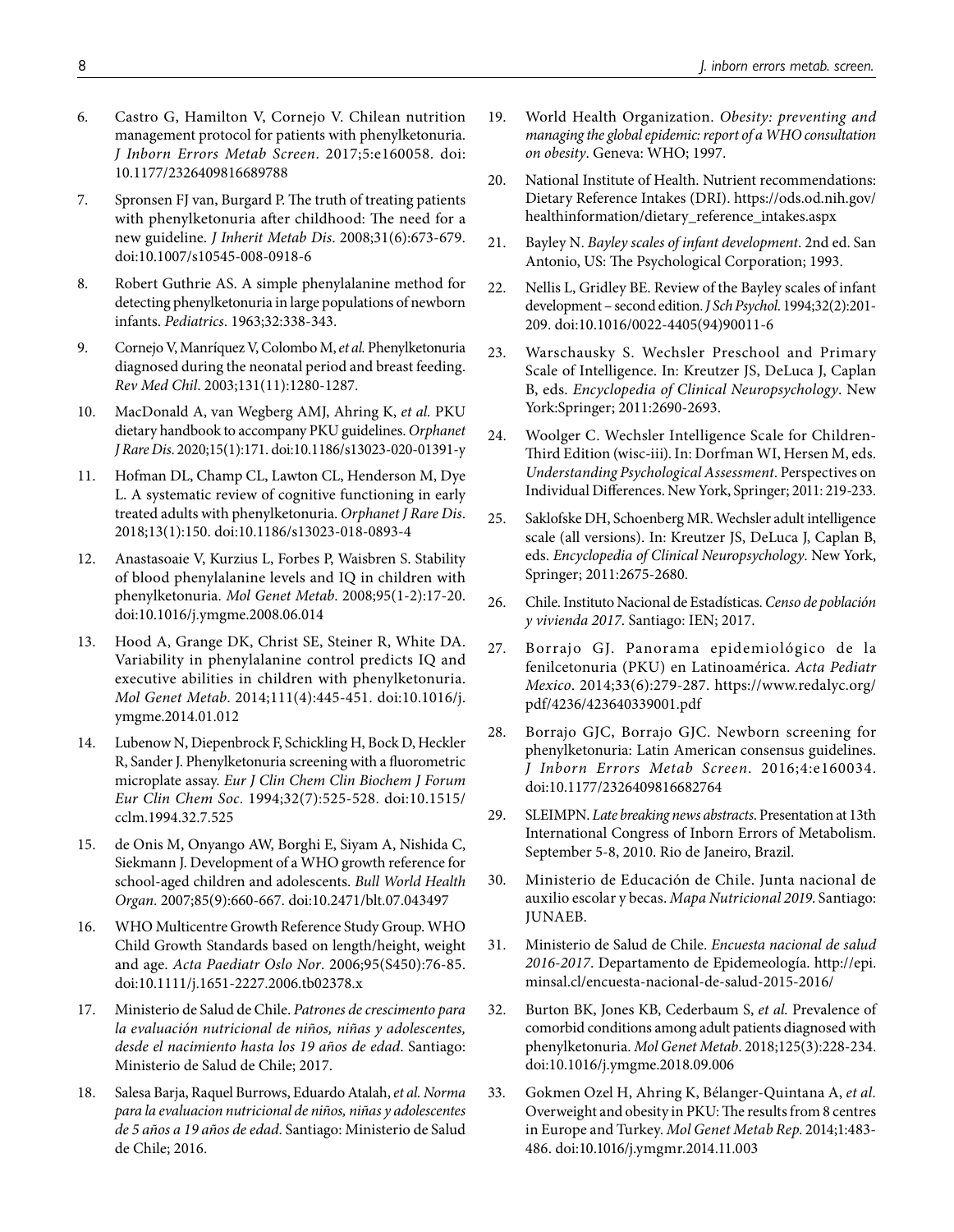6. Castro G, Hamilton V, Cornejo V. Chilean nutrition management protocol for patients with phenylketonuria. *J Inborn Errors Metab Screen*. 2017;5:e160058. doi: 10.1177/2326409816689788

7. Spronsen FJ van, Burgard P. The truth of treating patients with phenylketonuria after childhood: The need for a new guideline. *J Inherit Metab Dis*. 2008;31(6):673-679. doi:10.1007/s10545-008-0918-6

8. Robert Guthrie AS. A simple phenylalanine method for detecting phenylketonuria in large populations of newborn infants. *Pediatrics*. 1963;32:338-343.

9. Cornejo V, Manríquez V, Colombo M, *et al.* Phenylketonuria diagnosed during the neonatal period and breast feeding. *Rev Med Chil*. 2003;131(11):1280-1287.

10. MacDonald A, van Wegberg AMJ, Ahring K, *et al.* PKU dietary handbook to accompany PKU guidelines. *Orphanet J Rare Dis*. 2020;15(1):171. doi:10.1186/s13023-020-01391-y

11. Hofman DL, Champ CL, Lawton CL, Henderson M, Dye L. A systematic review of cognitive functioning in early treated adults with phenylketonuria. *Orphanet J Rare Dis*. 2018;13(1):150. doi:10.1186/s13023-018-0893-4

12. Anastasoaie V, Kurzius L, Forbes P, Waisbren S. Stability of blood phenylalanine levels and IQ in children with phenylketonuria. *Mol Genet Metab*. 2008;95(1-2):17-20. doi:10.1016/j.ymgme.2008.06.014

13. Hood A, Grange DK, Christ SE, Steiner R, White DA. Variability in phenylalanine control predicts IQ and executive abilities in children with phenylketonuria. *Mol Genet Metab*. 2014;111(4):445-451. doi:10.1016/j.ymgme.2014.01.012

14. Lubenow N, Diepenbrock F, Schickling H, Bock D, Heckler R, Sander J. Phenylketonuria screening with a fluorometric microplate assay. *Eur J Clin Chem Clin Biochem J Forum Eur Clin Chem Soc*. 1994;32(7):525-528. doi:10.1515/cclm.1994.32.7.525

15. de Onis M, Onyango AW, Borghi E, Siyam A, Nishida C, Siekmann J. Development of a WHO growth reference for school-aged children and adolescents. *Bull World Health Organ*. 2007;85(9):660-667. doi:10.2471/blt.07.043497

16. WHO Multicentre Growth Reference Study Group. WHO Child Growth Standards based on length/height, weight and age. *Acta Paediatr Oslo Nor*. 2006;95(S450):76-85. doi:10.1111/j.1651-2227.2006.tb02378.x

17. Ministerio de Salud de Chile. *Patrones de crescimento para la evaluación nutricional de niños, niñas y adolescentes, desde el nacimiento hasta los 19 años de edad*. Santiago: Ministerio de Salud de Chile; 2017.

18. Salesa Barja, Raquel Burrows, Eduardo Atalah, *et al. Norma para la evaluacion nutricional de niños, niñas y adolescentes de 5 años a 19 años de edad*. Santiago: Ministerio de Salud de Chile; 2016.

19. World Health Organization. *Obesity: preventing and managing the global epidemic: report of a WHO consultation on obesity*. Geneva: WHO; 1997.

20. National Institute of Health. Nutrient recommendations: Dietary Reference Intakes (DRI). https://ods.od.nih.gov/healthinformation/dietary_reference_intakes.aspx

21. Bayley N. *Bayley scales of infant development*. 2nd ed. San Antonio, US: The Psychological Corporation; 1993.

22. Nellis L, Gridley BE. Review of the Bayley scales of infant development – second edition. *J Sch Psychol*. 1994;32(2):201-209. doi:10.1016/0022-4405(94)90011-6

23. Warschausky S. Wechsler Preschool and Primary Scale of Intelligence. In: Kreutzer JS, DeLuca J, Caplan B, eds. *Encyclopedia of Clinical Neuropsychology*. New York:Springer; 2011:2690-2693.

24. Woolger C. Wechsler Intelligence Scale for Children-Third Edition (wisc-iii). In: Dorfman WI, Hersen M, eds. *Understanding Psychological Assessment*. Perspectives on Individual Differences. New York, Springer; 2011: 219-233.

25. Saklofske DH, Schoenberg MR. Wechsler adult intelligence scale (all versions). In: Kreutzer JS, DeLuca J, Caplan B, eds. *Encyclopedia of Clinical Neuropsychology*. New York, Springer; 2011:2675-2680.

26. Chile. Instituto Nacional de Estadísticas. *Censo de población y vivienda 2017*. Santiago: IEN; 2017.

27. Borrajo GJ. Panorama epidemiológico de la fenilcetonuria (PKU) en Latinoamérica. *Acta Pediatr Mexico*. 2014;33(6):279-287. https://www.redalyc.org/pdf/4236/423640339001.pdf

28. Borrajo GJC, Borrajo GJC. Newborn screening for phenylketonuria: Latin American consensus guidelines. *J Inborn Errors Metab Screen*. 2016;4:e160034. doi:10.1177/2326409816682764

29. SLEIMPN. *Late breaking news abstracts*. Presentation at 13th International Congress of Inborn Errors of Metabolism. September 5-8, 2010. Rio de Janeiro, Brazil.

30. Ministerio de Educación de Chile. Junta nacional de auxilio escolar y becas. *Mapa Nutricional 2019*. Santiago: JUNAEB.

31. Ministerio de Salud de Chile. *Encuesta nacional de salud 2016-2017*. Departamento de Epidemeología. http://epi.minsal.cl/encuesta-nacional-de-salud-2015-2016/

32. Burton BK, Jones KB, Cederbaum S, *et al.* Prevalence of comorbid conditions among adult patients diagnosed with phenylketonuria. *Mol Genet Metab*. 2018;125(3):228-234. doi:10.1016/j.ymgme.2018.09.006

33. Gokmen Ozel H, Ahring K, Bélanger-Quintana A, *et al.* Overweight and obesity in PKU: The results from 8 centres in Europe and Turkey. *Mol Genet Metab Rep*. 2014;1:483-486. doi:10.1016/j.ymgmr.2014.11.003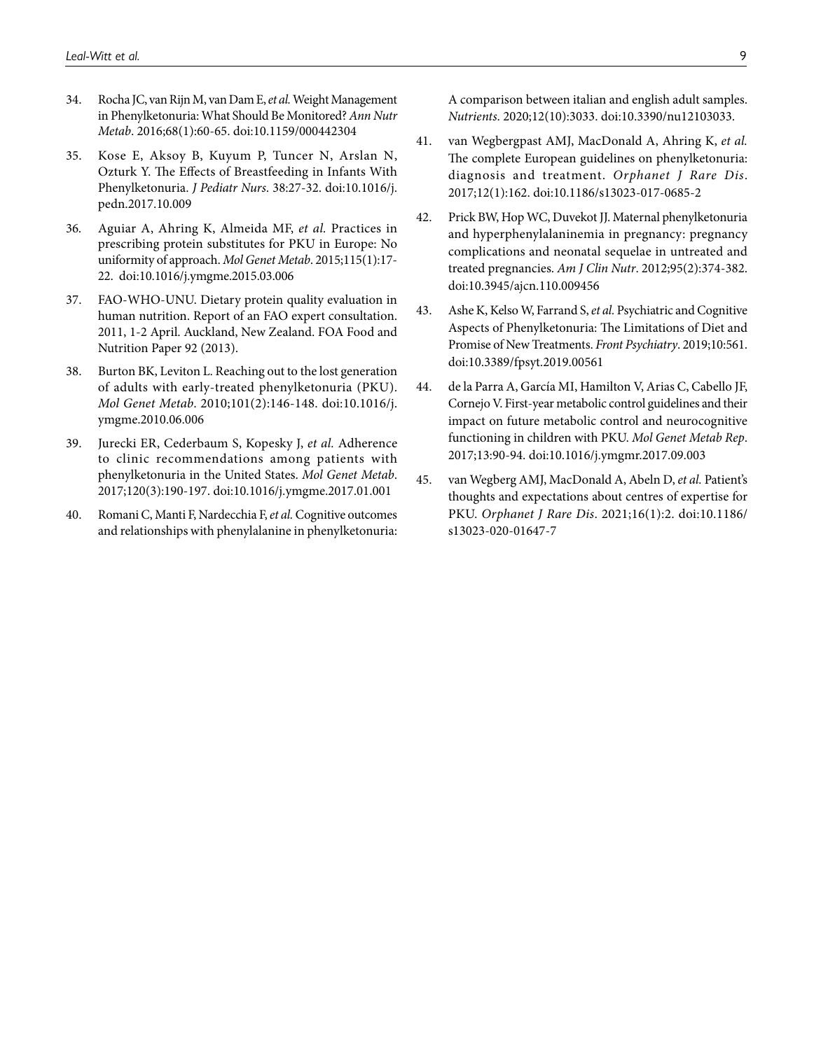34. Rocha JC, van Rijn M, van Dam E, *et al.* Weight Management in Phenylketonuria: What Should Be Monitored? *Ann Nutr Metab*. 2016;68(1):60-65. doi:10.1159/000442304

35. Kose E, Aksoy B, Kuyum P, Tuncer N, Arslan N, Ozturk Y. The Effects of Breastfeeding in Infants With Phenylketonuria. *J Pediatr Nurs*. 38:27-32. doi:10.1016/j.pedn.2017.10.009

36. Aguiar A, Ahring K, Almeida MF, *et al*. Practices in prescribing protein substitutes for PKU in Europe: No uniformity of approach. *Mol Genet Metab*. 2015;115(1):17-22. doi:10.1016/j.ymgme.2015.03.006

37. FAO-WHO-UNU. Dietary protein quality evaluation in human nutrition. Report of an FAO expert consultation. 2011, 1-2 April. Auckland, New Zealand. FOA Food and Nutrition Paper 92 (2013).

38. Burton BK, Leviton L. Reaching out to the lost generation of adults with early-treated phenylketonuria (PKU). *Mol Genet Metab*. 2010;101(2):146-148. doi:10.1016/j.ymgme.2010.06.006

39. Jurecki ER, Cederbaum S, Kopesky J, *et al.* Adherence to clinic recommendations among patients with phenylketonuria in the United States. *Mol Genet Metab*. 2017;120(3):190-197. doi:10.1016/j.ymgme.2017.01.001

40. Romani C, Manti F, Nardecchia F, *et al.* Cognitive outcomes and relationships with phenylalanine in phenylketonuria: A comparison between italian and english adult samples. *Nutrients*. 2020;12(10):3033. doi:10.3390/nu12103033.

41. van Wegbergpast AMJ, MacDonald A, Ahring K, *et al.* The complete European guidelines on phenylketonuria: diagnosis and treatment. *Orphanet J Rare Dis*. 2017;12(1):162. doi:10.1186/s13023-017-0685-2

42. Prick BW, Hop WC, Duvekot JJ. Maternal phenylketonuria and hyperphenylalaninemia in pregnancy: pregnancy complications and neonatal sequelae in untreated and treated pregnancies. *Am J Clin Nutr*. 2012;95(2):374-382. doi:10.3945/ajcn.110.009456

43. Ashe K, Kelso W, Farrand S, *et al.* Psychiatric and Cognitive Aspects of Phenylketonuria: The Limitations of Diet and Promise of New Treatments. *Front Psychiatry*. 2019;10:561. doi:10.3389/fpsyt.2019.00561

44. de la Parra A, García MI, Hamilton V, Arias C, Cabello JF, Cornejo V. First-year metabolic control guidelines and their impact on future metabolic control and neurocognitive functioning in children with PKU. *Mol Genet Metab Rep*. 2017;13:90-94. doi:10.1016/j.ymgmr.2017.09.003

45. van Wegberg AMJ, MacDonald A, Abeln D, *et al.* Patient's thoughts and expectations about centres of expertise for PKU. *Orphanet J Rare Dis*. 2021;16(1):2. doi:10.1186/s13023-020-01647-7